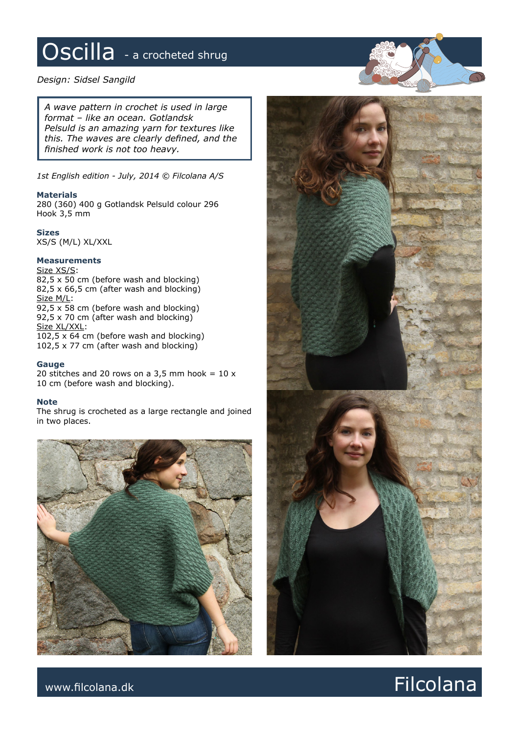# Oscilla - a crocheted shrug

*Design: Sidsel Sangild*

*A wave pattern in crochet is used in large format – like an ocean. Gotlandsk Pelsuld is an amazing yarn for textures like this. The waves are clearly defined, and the finished work is not too heavy.*

*1st English edition - July, 2014 © Filcolana A/S*

### Materials

280 (360) 400 g Gotlandsk Pelsuld colour 296
Hook 3,5 mm

### Sizes

XS/S (M/L) XL/XXL

### Measurements

Size XS/S:
82,5 x 50 cm (before wash and blocking)
82,5 x 66,5 cm (after wash and blocking)
Size M/L:
92,5 x 58 cm (before wash and blocking)
92,5 x 70 cm (after wash and blocking)
Size XL/XXL:
102,5 x 64 cm (before wash and blocking)
102,5 x 77 cm (after wash and blocking)

### Gauge

20 stitches and 20 rows on a 3,5 mm hook = 10 x 10 cm (before wash and blocking).

### Note

The shrug is crocheted as a large rectangle and joined in two places.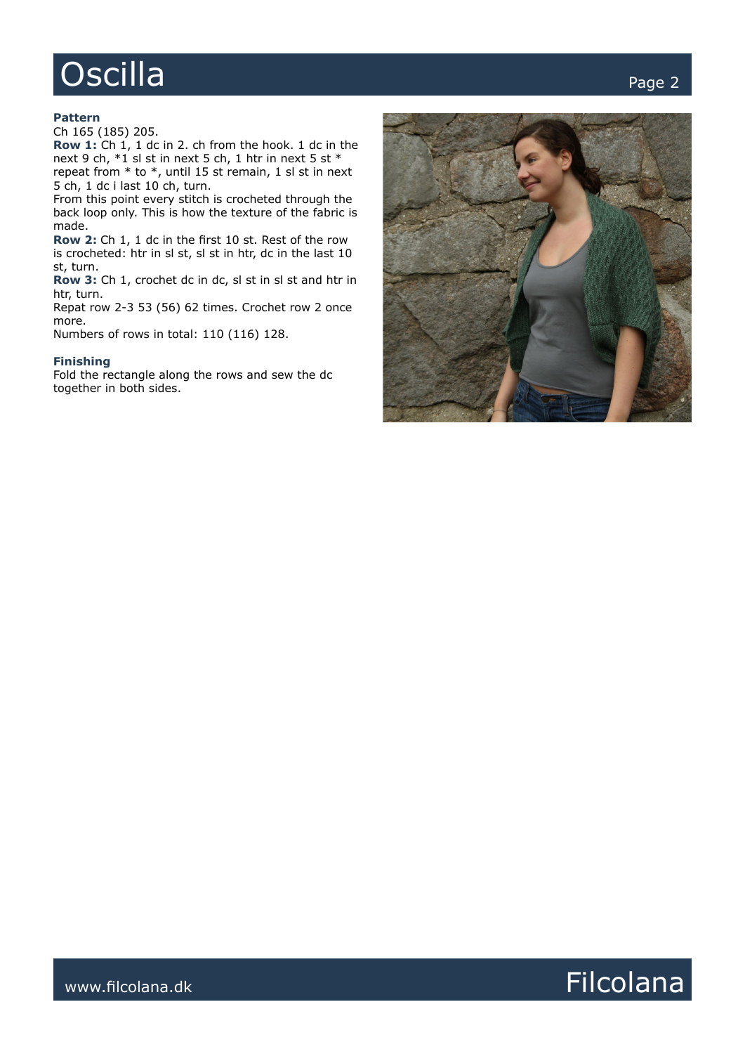### Pattern

Ch 165 (185) 205.

**Row 1:** Ch 1, 1 dc in 2. ch from the hook. 1 dc in the next 9 ch, *1 sl st in next 5 ch, 1 htr in next 5 st * repeat from * to *, until 15 st remain, 1 sl st in next 5 ch, 1 dc i last 10 ch, turn.

From this point every stitch is crocheted through the back loop only. This is how the texture of the fabric is made.

**Row 2:** Ch 1, 1 dc in the first 10 st. Rest of the row is crocheted: htr in sl st, sl st in htr, dc in the last 10 st, turn.

**Row 3:** Ch 1, crochet dc in dc, sl st in sl st and htr in htr, turn.

Repat row 2-3 53 (56) 62 times. Crochet row 2 once more.

Numbers of rows in total: 110 (116) 128.

### Finishing

Fold the rectangle along the rows and sew the dc together in both sides.